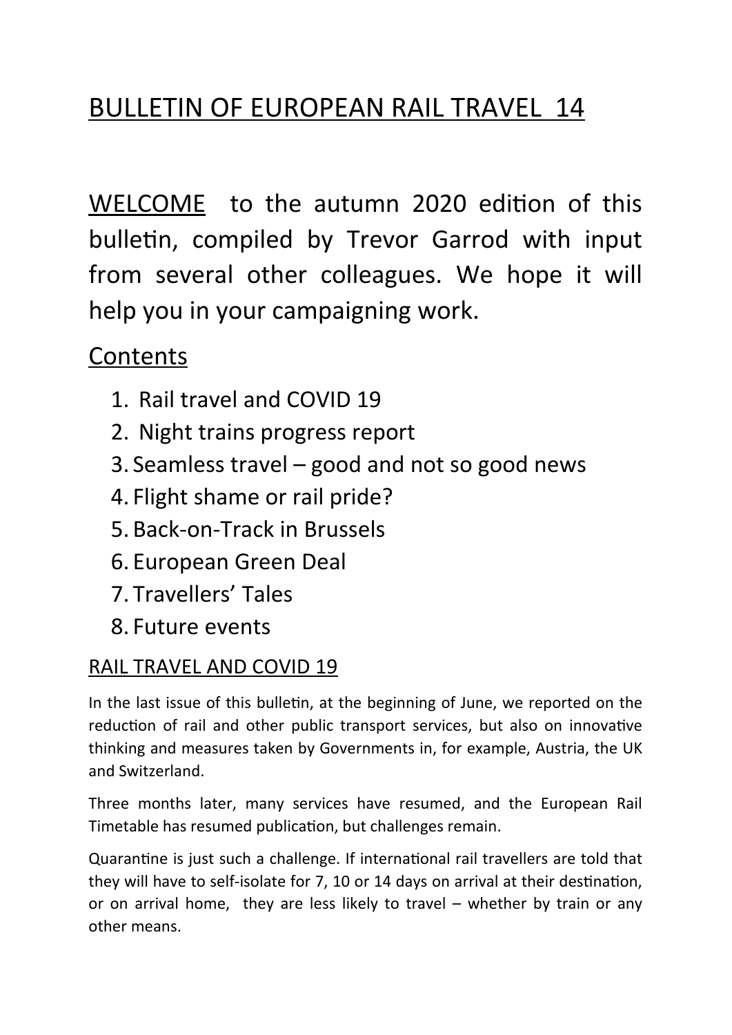# BULLETIN OF EUROPEAN RAIL TRAVEL 14

WELCOME to the autumn 2020 edition of this bulletin, compiled by Trevor Garrod with input from several other colleagues. We hope it will help you in your campaigning work.

## Contents

1. Rail travel and COVID 19
2. Night trains progress report
3. Seamless travel – good and not so good news
4. Flight shame or rail pride?
5. Back-on-Track in Brussels
6. European Green Deal
7. Travellers' Tales
8. Future events

## RAIL TRAVEL AND COVID 19

In the last issue of this bulletin, at the beginning of June, we reported on the reduction of rail and other public transport services, but also on innovative thinking and measures taken by Governments in, for example, Austria, the UK and Switzerland.

Three months later, many services have resumed, and the European Rail Timetable has resumed publication, but challenges remain.

Quarantine is just such a challenge. If international rail travellers are told that they will have to self-isolate for 7, 10 or 14 days on arrival at their destination, or on arrival home, they are less likely to travel – whether by train or any other means.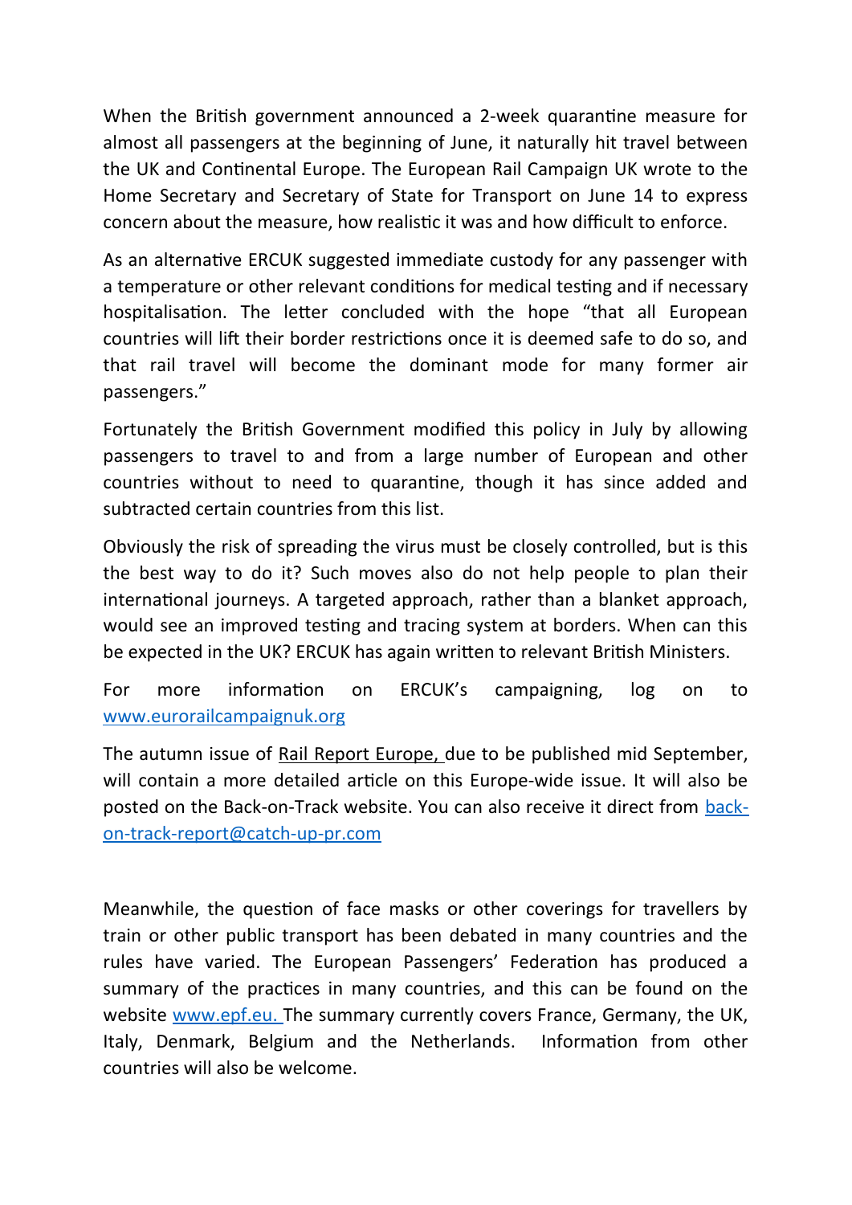When the British government announced a 2-week quarantine measure for almost all passengers at the beginning of June, it naturally hit travel between the UK and Continental Europe. The European Rail Campaign UK wrote to the Home Secretary and Secretary of State for Transport on June 14 to express concern about the measure, how realistic it was and how difficult to enforce.

As an alternative ERCUK suggested immediate custody for any passenger with a temperature or other relevant conditions for medical testing and if necessary hospitalisation. The letter concluded with the hope "that all European countries will lift their border restrictions once it is deemed safe to do so, and that rail travel will become the dominant mode for many former air passengers."

Fortunately the British Government modified this policy in July by allowing passengers to travel to and from a large number of European and other countries without to need to quarantine, though it has since added and subtracted certain countries from this list.

Obviously the risk of spreading the virus must be closely controlled, but is this the best way to do it? Such moves also do not help people to plan their international journeys. A targeted approach, rather than a blanket approach, would see an improved testing and tracing system at borders. When can this be expected in the UK? ERCUK has again written to relevant British Ministers.

For more information on ERCUK's campaigning, log on to www.eurorailcampaignuk.org

The autumn issue of Rail Report Europe, due to be published mid September, will contain a more detailed article on this Europe-wide issue. It will also be posted on the Back-on-Track website. You can also receive it direct from back-on-track-report@catch-up-pr.com

Meanwhile, the question of face masks or other coverings for travellers by train or other public transport has been debated in many countries and the rules have varied. The European Passengers' Federation has produced a summary of the practices in many countries, and this can be found on the website www.epf.eu. The summary currently covers France, Germany, the UK, Italy, Denmark, Belgium and the Netherlands. Information from other countries will also be welcome.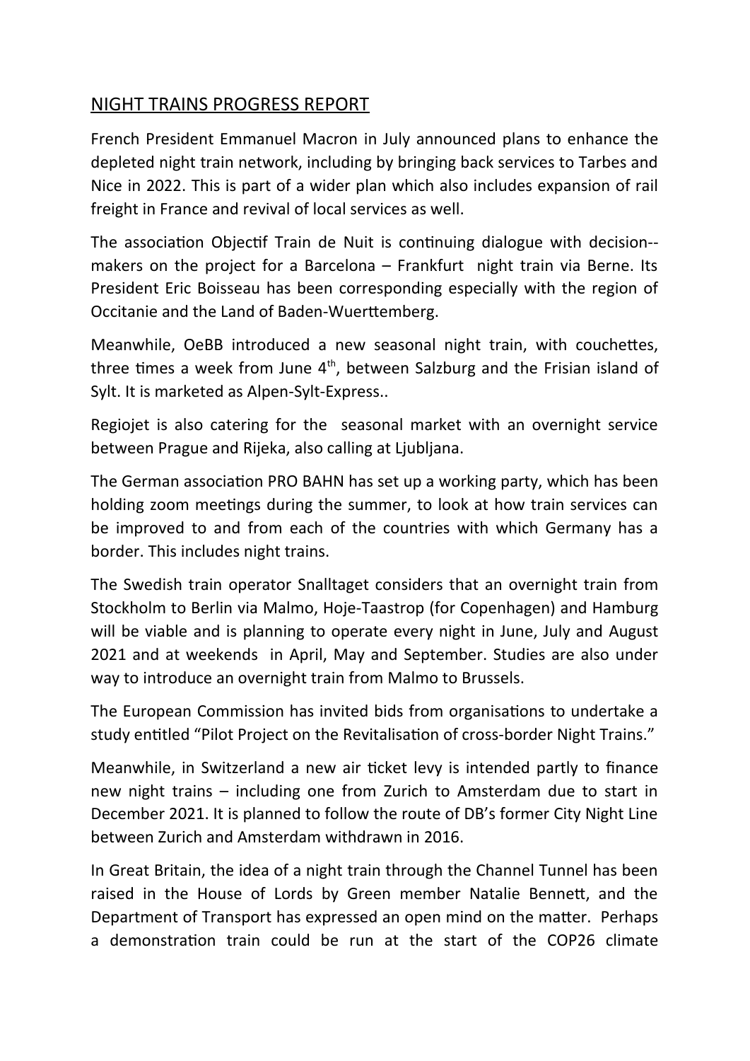## NIGHT TRAINS PROGRESS REPORT

French President Emmanuel Macron in July announced plans to enhance the depleted night train network, including by bringing back services to Tarbes and Nice in 2022. This is part of a wider plan which also includes expansion of rail freight in France and revival of local services as well.

The association Objectif Train de Nuit is continuing dialogue with decision--makers on the project for a Barcelona – Frankfurt night train via Berne. Its President Eric Boisseau has been corresponding especially with the region of Occitanie and the Land of Baden-Wuerttemberg.

Meanwhile, OeBB introduced a new seasonal night train, with couchettes, three times a week from June 4th, between Salzburg and the Frisian island of Sylt. It is marketed as Alpen-Sylt-Express..

Regiojet is also catering for the seasonal market with an overnight service between Prague and Rijeka, also calling at Ljubljana.

The German association PRO BAHN has set up a working party, which has been holding zoom meetings during the summer, to look at how train services can be improved to and from each of the countries with which Germany has a border. This includes night trains.

The Swedish train operator Snalltaget considers that an overnight train from Stockholm to Berlin via Malmo, Hoje-Taastrop (for Copenhagen) and Hamburg will be viable and is planning to operate every night in June, July and August 2021 and at weekends in April, May and September. Studies are also under way to introduce an overnight train from Malmo to Brussels.

The European Commission has invited bids from organisations to undertake a study entitled "Pilot Project on the Revitalisation of cross-border Night Trains."

Meanwhile, in Switzerland a new air ticket levy is intended partly to finance new night trains – including one from Zurich to Amsterdam due to start in December 2021. It is planned to follow the route of DB's former City Night Line between Zurich and Amsterdam withdrawn in 2016.

In Great Britain, the idea of a night train through the Channel Tunnel has been raised in the House of Lords by Green member Natalie Bennett, and the Department of Transport has expressed an open mind on the matter. Perhaps a demonstration train could be run at the start of the COP26 climate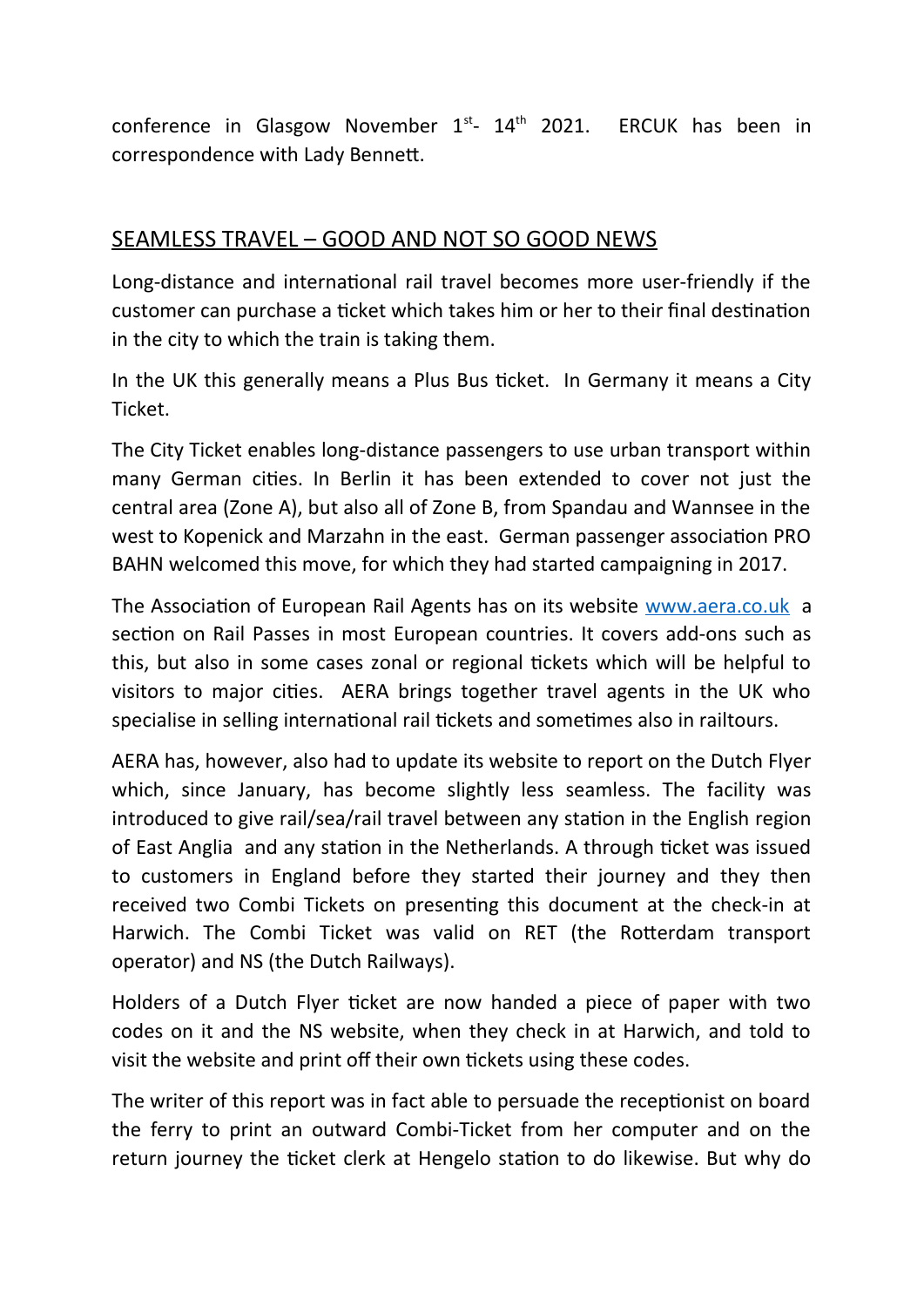conference in Glasgow November 1st- 14th 2021. ERCUK has been in correspondence with Lady Bennett.

## SEAMLESS TRAVEL – GOOD AND NOT SO GOOD NEWS

Long-distance and international rail travel becomes more user-friendly if the customer can purchase a ticket which takes him or her to their final destination in the city to which the train is taking them.

In the UK this generally means a Plus Bus ticket. In Germany it means a City Ticket.

The City Ticket enables long-distance passengers to use urban transport within many German cities. In Berlin it has been extended to cover not just the central area (Zone A), but also all of Zone B, from Spandau and Wannsee in the west to Kopenick and Marzahn in the east. German passenger association PRO BAHN welcomed this move, for which they had started campaigning in 2017.

The Association of European Rail Agents has on its website [www.aera.co.uk](http://www.aera.co.uk) a section on Rail Passes in most European countries. It covers add-ons such as this, but also in some cases zonal or regional tickets which will be helpful to visitors to major cities. AERA brings together travel agents in the UK who specialise in selling international rail tickets and sometimes also in railtours.

AERA has, however, also had to update its website to report on the Dutch Flyer which, since January, has become slightly less seamless. The facility was introduced to give rail/sea/rail travel between any station in the English region of East Anglia and any station in the Netherlands. A through ticket was issued to customers in England before they started their journey and they then received two Combi Tickets on presenting this document at the check-in at Harwich. The Combi Ticket was valid on RET (the Rotterdam transport operator) and NS (the Dutch Railways).

Holders of a Dutch Flyer ticket are now handed a piece of paper with two codes on it and the NS website, when they check in at Harwich, and told to visit the website and print off their own tickets using these codes.

The writer of this report was in fact able to persuade the receptionist on board the ferry to print an outward Combi-Ticket from her computer and on the return journey the ticket clerk at Hengelo station to do likewise. But why do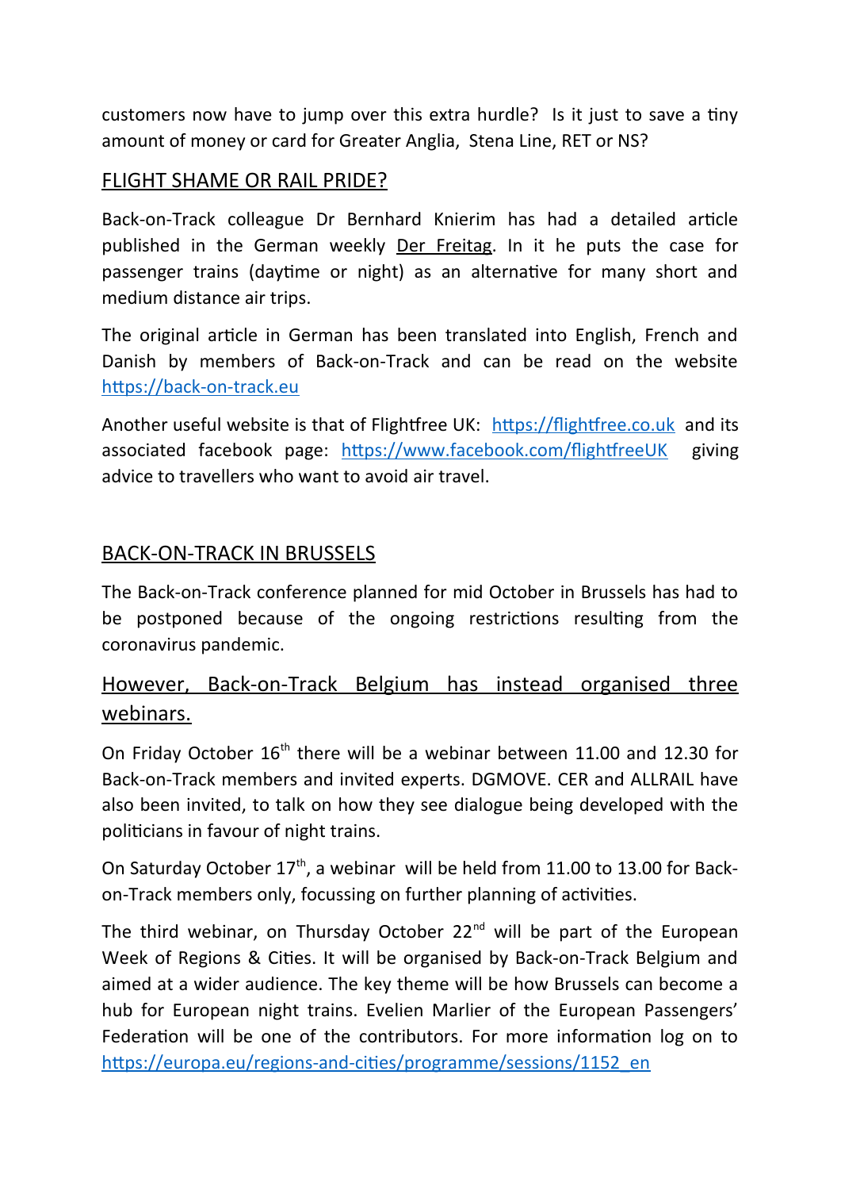customers now have to jump over this extra hurdle? Is it just to save a tiny amount of money or card for Greater Anglia, Stena Line, RET or NS?

## FLIGHT SHAME OR RAIL PRIDE?

Back-on-Track colleague Dr Bernhard Knierim has had a detailed article published in the German weekly Der Freitag. In it he puts the case for passenger trains (daytime or night) as an alternative for many short and medium distance air trips.

The original article in German has been translated into English, French and Danish by members of Back-on-Track and can be read on the website https://back-on-track.eu

Another useful website is that of Flightfree UK: https://flightfree.co.uk and its associated facebook page: https://www.facebook.com/flightfreeUK giving advice to travellers who want to avoid air travel.

## BACK-ON-TRACK IN BRUSSELS

The Back-on-Track conference planned for mid October in Brussels has had to be postponed because of the ongoing restrictions resulting from the coronavirus pandemic.

### However, Back-on-Track Belgium has instead organised three webinars.

On Friday October 16th there will be a webinar between 11.00 and 12.30 for Back-on-Track members and invited experts. DGMOVE. CER and ALLRAIL have also been invited, to talk on how they see dialogue being developed with the politicians in favour of night trains.

On Saturday October 17th, a webinar will be held from 11.00 to 13.00 for Back-on-Track members only, focussing on further planning of activities.

The third webinar, on Thursday October 22nd will be part of the European Week of Regions & Cities. It will be organised by Back-on-Track Belgium and aimed at a wider audience. The key theme will be how Brussels can become a hub for European night trains. Evelien Marlier of the European Passengers' Federation will be one of the contributors. For more information log on to https://europa.eu/regions-and-cities/programme/sessions/1152_en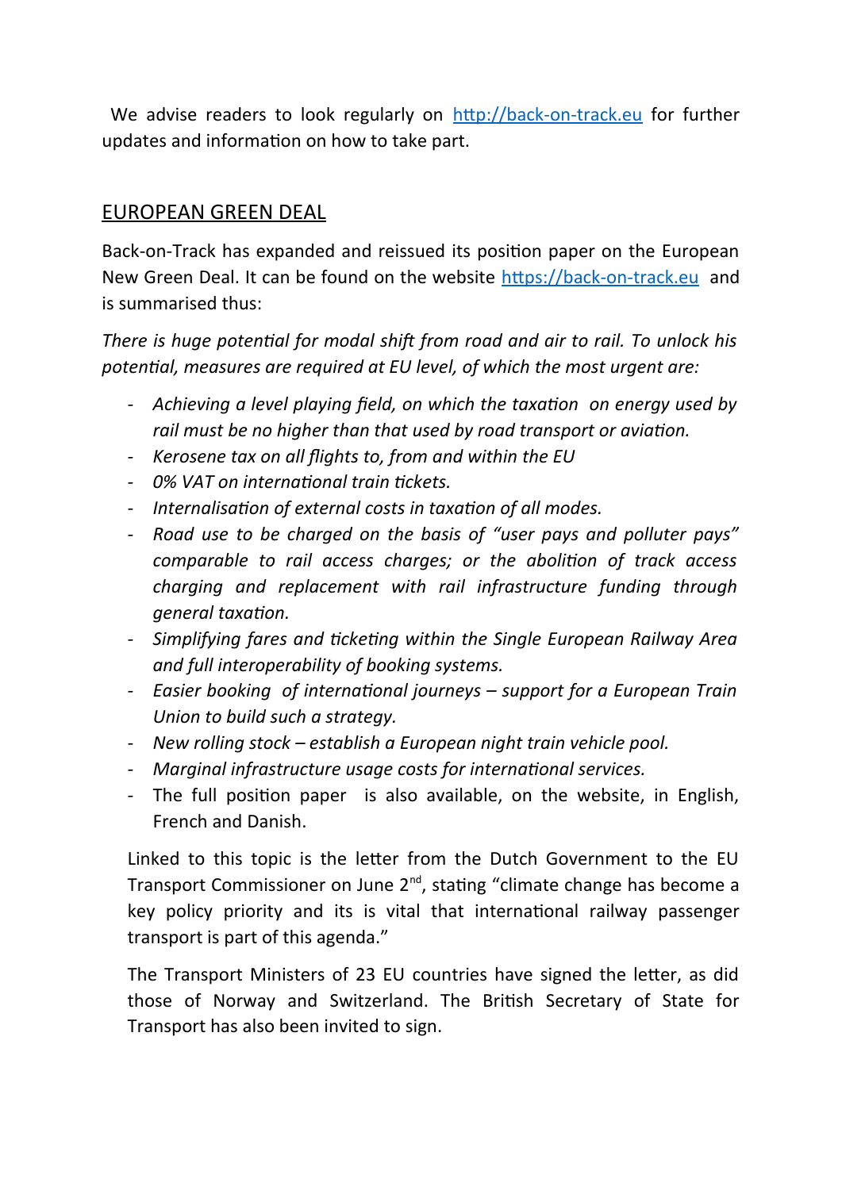We advise readers to look regularly on http://back-on-track.eu for further updates and information on how to take part.

## EUROPEAN GREEN DEAL

Back-on-Track has expanded and reissued its position paper on the European New Green Deal. It can be found on the website https://back-on-track.eu and is summarised thus:

*There is huge potential for modal shift from road and air to rail. To unlock his potential, measures are required at EU level, of which the most urgent are:*

- *Achieving a level playing field, on which the taxation on energy used by rail must be no higher than that used by road transport or aviation.*
- *Kerosene tax on all flights to, from and within the EU*
- *0% VAT on international train tickets.*
- *Internalisation of external costs in taxation of all modes.*
- *Road use to be charged on the basis of "user pays and polluter pays" comparable to rail access charges; or the abolition of track access charging and replacement with rail infrastructure funding through general taxation.*
- *Simplifying fares and ticketing within the Single European Railway Area and full interoperability of booking systems.*
- *Easier booking of international journeys – support for a European Train Union to build such a strategy.*
- *New rolling stock – establish a European night train vehicle pool.*
- *Marginal infrastructure usage costs for international services.*
- The full position paper is also available, on the website, in English, French and Danish.

Linked to this topic is the letter from the Dutch Government to the EU Transport Commissioner on June 2nd, stating "climate change has become a key policy priority and its is vital that international railway passenger transport is part of this agenda."

The Transport Ministers of 23 EU countries have signed the letter, as did those of Norway and Switzerland. The British Secretary of State for Transport has also been invited to sign.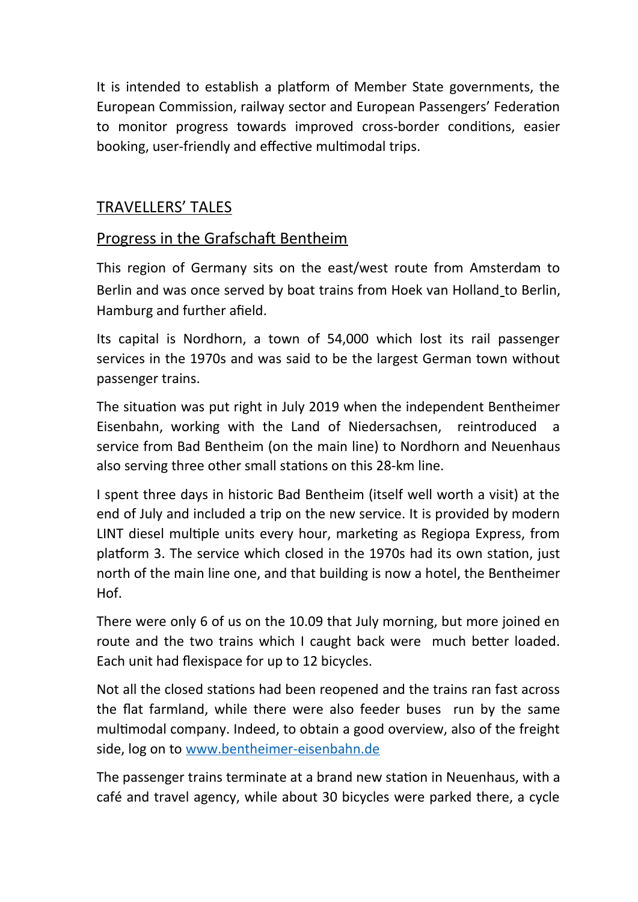It is intended to establish a platform of Member State governments, the European Commission, railway sector and European Passengers' Federation to monitor progress towards improved cross-border conditions, easier booking, user-friendly and effective multimodal trips.

## TRAVELLERS' TALES

### Progress in the Grafschaft Bentheim

This region of Germany sits on the east/west route from Amsterdam to Berlin and was once served by boat trains from Hoek van Holland to Berlin, Hamburg and further afield.

Its capital is Nordhorn, a town of 54,000 which lost its rail passenger services in the 1970s and was said to be the largest German town without passenger trains.

The situation was put right in July 2019 when the independent Bentheimer Eisenbahn, working with the Land of Niedersachsen, reintroduced a service from Bad Bentheim (on the main line) to Nordhorn and Neuenhaus also serving three other small stations on this 28-km line.

I spent three days in historic Bad Bentheim (itself well worth a visit) at the end of July and included a trip on the new service. It is provided by modern LINT diesel multiple units every hour, marketing as Regiopa Express, from platform 3. The service which closed in the 1970s had its own station, just north of the main line one, and that building is now a hotel, the Bentheimer Hof.

There were only 6 of us on the 10.09 that July morning, but more joined en route and the two trains which I caught back were much better loaded. Each unit had flexispace for up to 12 bicycles.

Not all the closed stations had been reopened and the trains ran fast across the flat farmland, while there were also feeder buses run by the same multimodal company. Indeed, to obtain a good overview, also of the freight side, log on to [www.bentheimer-eisenbahn.de](http://www.bentheimer-eisenbahn.de)

The passenger trains terminate at a brand new station in Neuenhaus, with a café and travel agency, while about 30 bicycles were parked there, a cycle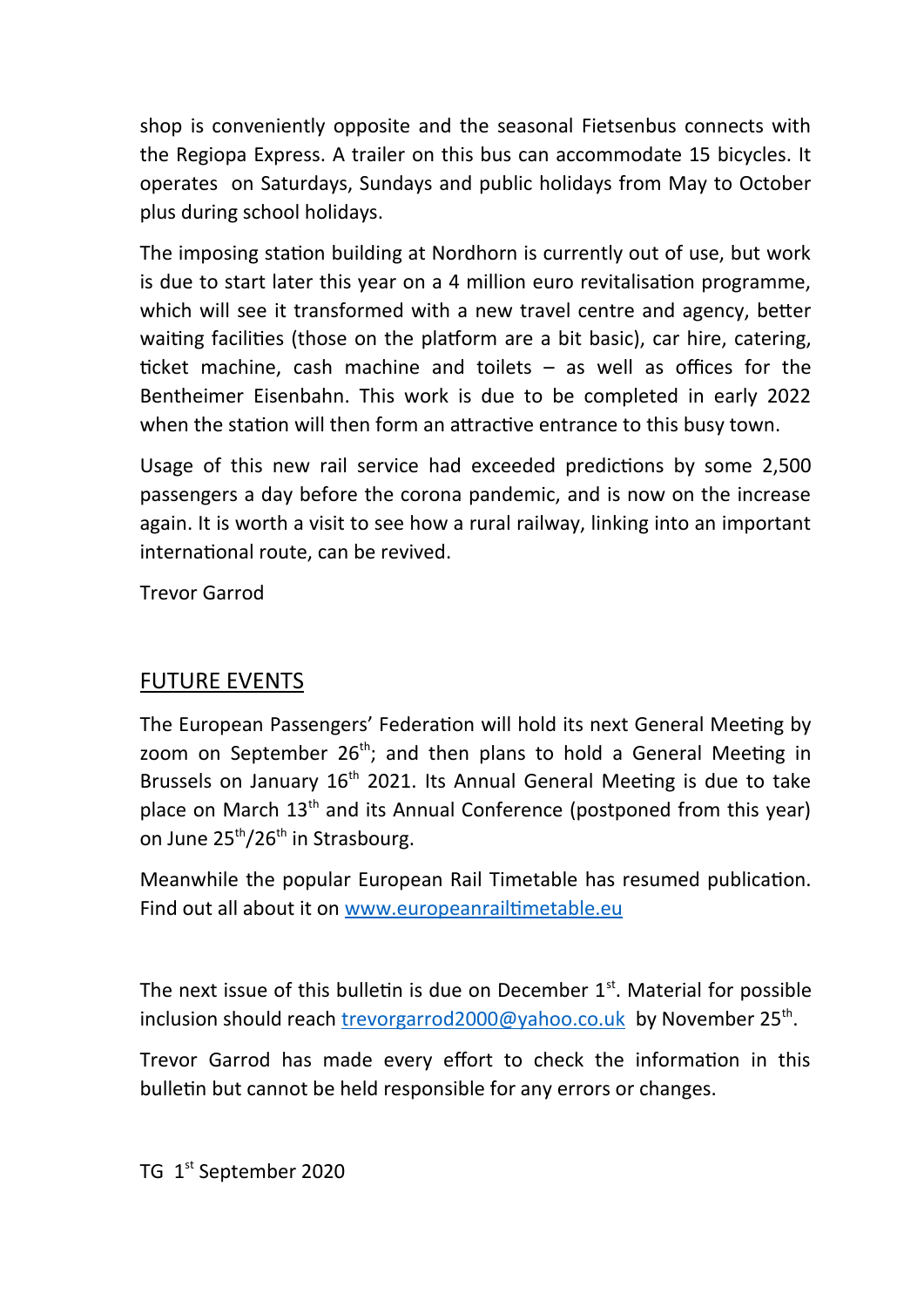shop is conveniently opposite and the seasonal Fietsenbus connects with the Regiopa Express. A trailer on this bus can accommodate 15 bicycles. It operates on Saturdays, Sundays and public holidays from May to October plus during school holidays.

The imposing station building at Nordhorn is currently out of use, but work is due to start later this year on a 4 million euro revitalisation programme, which will see it transformed with a new travel centre and agency, better waiting facilities (those on the platform are a bit basic), car hire, catering, ticket machine, cash machine and toilets – as well as offices for the Bentheimer Eisenbahn. This work is due to be completed in early 2022 when the station will then form an attractive entrance to this busy town.

Usage of this new rail service had exceeded predictions by some 2,500 passengers a day before the corona pandemic, and is now on the increase again. It is worth a visit to see how a rural railway, linking into an important international route, can be revived.

Trevor Garrod

## FUTURE EVENTS

The European Passengers' Federation will hold its next General Meeting by zoom on September 26th; and then plans to hold a General Meeting in Brussels on January 16th 2021. Its Annual General Meeting is due to take place on March 13th and its Annual Conference (postponed from this year) on June 25th/26th in Strasbourg.

Meanwhile the popular European Rail Timetable has resumed publication. Find out all about it on www.europeanrailtimetable.eu

The next issue of this bulletin is due on December 1st. Material for possible inclusion should reach trevorgarrod2000@yahoo.co.uk by November 25th.

Trevor Garrod has made every effort to check the information in this bulletin but cannot be held responsible for any errors or changes.

TG 1st September 2020